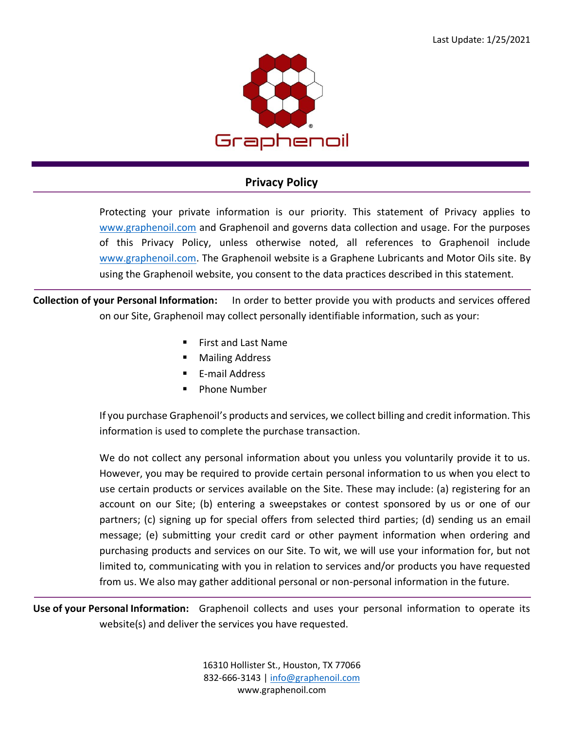Last Update: 1/25/2021

Graphenoil

# Privacy Policy

Protecting your private information is our priority. This statement of Privacy applies to www.graphenoil.com and Graphenoil and governs data collection and usage. For the purposes of this Privacy Policy, unless otherwise noted, all references to Graphenoil include www.graphenoil.com. The Graphenoil website is a Graphene Lubricants and Motor Oils site. By using the Graphenoil website, you consent to the data practices described in this statement.

**Collection of your Personal Information:** In order to better provide you with products and services offered on our Site, Graphenoil may collect personally identifiable information, such as your:

- First and Last Name
- Mailing Address
- E-mail Address
- Phone Number

If you purchase Graphenoil's products and services, we collect billing and credit information. This information is used to complete the purchase transaction.

We do not collect any personal information about you unless you voluntarily provide it to us. However, you may be required to provide certain personal information to us when you elect to use certain products or services available on the Site. These may include: (a) registering for an account on our Site; (b) entering a sweepstakes or contest sponsored by us or one of our partners; (c) signing up for special offers from selected third parties; (d) sending us an email message; (e) submitting your credit card or other payment information when ordering and purchasing products and services on our Site. To wit, we will use your information for, but not limited to, communicating with you in relation to services and/or products you have requested from us. We also may gather additional personal or non-personal information in the future.

**Use of your Personal Information:** Graphenoil collects and uses your personal information to operate its website(s) and deliver the services you have requested.

16310 Hollister St., Houston, TX 77066
832-666-3143 | info@graphenoil.com
www.graphenoil.com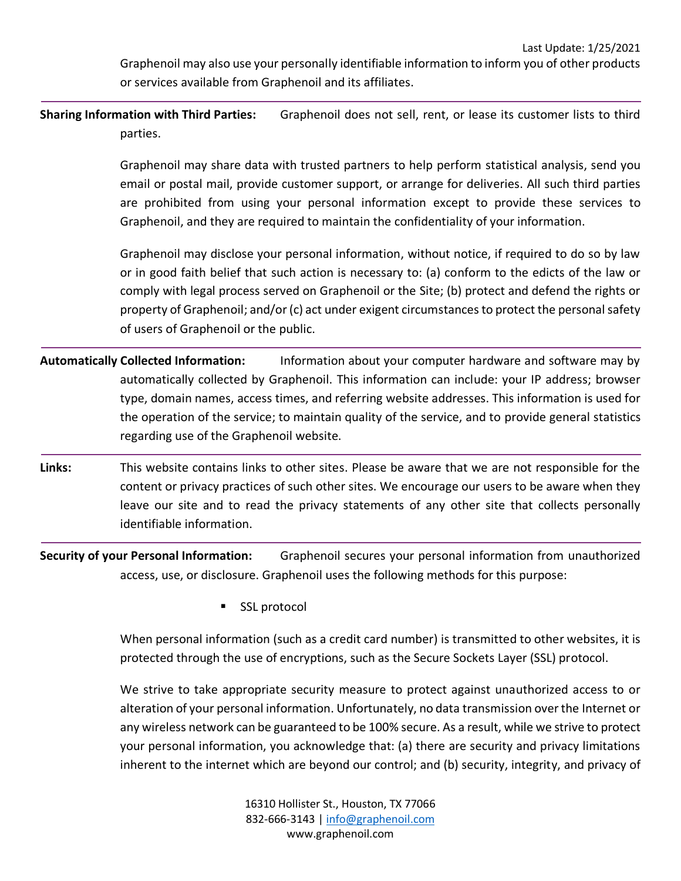Graphenoil may also use your personally identifiable information to inform you of other products or services available from Graphenoil and its affiliates.

---

**Sharing Information with Third Parties:** Graphenoil does not sell, rent, or lease its customer lists to third parties.

Graphenoil may share data with trusted partners to help perform statistical analysis, send you email or postal mail, provide customer support, or arrange for deliveries. All such third parties are prohibited from using your personal information except to provide these services to Graphenoil, and they are required to maintain the confidentiality of your information.

Graphenoil may disclose your personal information, without notice, if required to do so by law or in good faith belief that such action is necessary to: (a) conform to the edicts of the law or comply with legal process served on Graphenoil or the Site; (b) protect and defend the rights or property of Graphenoil; and/or (c) act under exigent circumstances to protect the personal safety of users of Graphenoil or the public.

---

**Automatically Collected Information:** Information about your computer hardware and software may by automatically collected by Graphenoil. This information can include: your IP address; browser type, domain names, access times, and referring website addresses. This information is used for the operation of the service; to maintain quality of the service, and to provide general statistics regarding use of the Graphenoil website.

---

**Links:** This website contains links to other sites. Please be aware that we are not responsible for the content or privacy practices of such other sites. We encourage our users to be aware when they leave our site and to read the privacy statements of any other site that collects personally identifiable information.

---

**Security of your Personal Information:** Graphenoil secures your personal information from unauthorized access, use, or disclosure. Graphenoil uses the following methods for this purpose:

- SSL protocol

When personal information (such as a credit card number) is transmitted to other websites, it is protected through the use of encryptions, such as the Secure Sockets Layer (SSL) protocol.

We strive to take appropriate security measure to protect against unauthorized access to or alteration of your personal information. Unfortunately, no data transmission over the Internet or any wireless network can be guaranteed to be 100% secure. As a result, while we strive to protect your personal information, you acknowledge that: (a) there are security and privacy limitations inherent to the internet which are beyond our control; and (b) security, integrity, and privacy of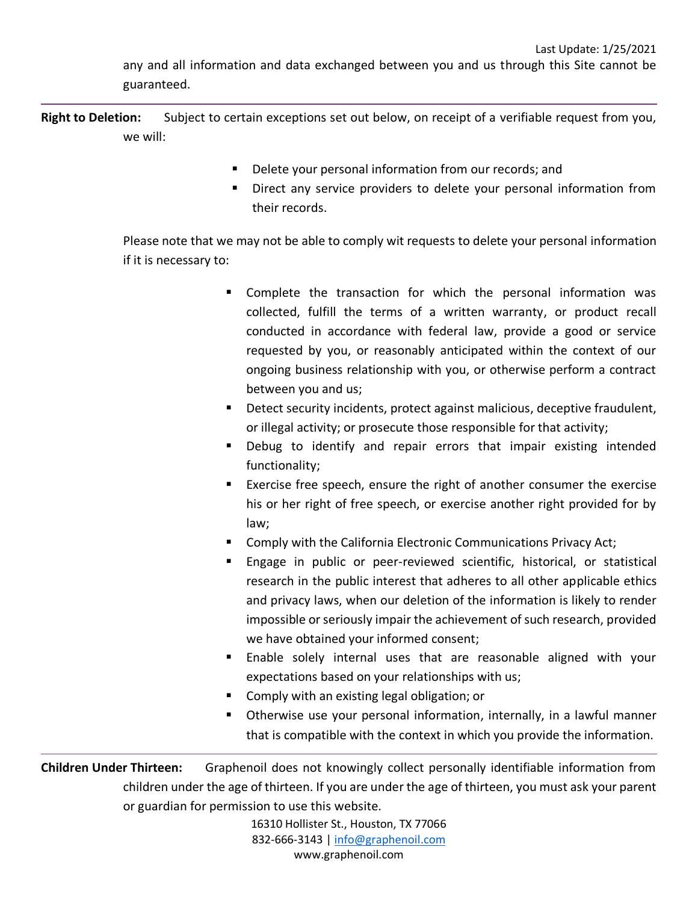any and all information and data exchanged between you and us through this Site cannot be guaranteed.

---

**Right to Deletion:** Subject to certain exceptions set out below, on receipt of a verifiable request from you, we will:

- Delete your personal information from our records; and
- Direct any service providers to delete your personal information from their records.

Please note that we may not be able to comply wit requests to delete your personal information if it is necessary to:

- Complete the transaction for which the personal information was collected, fulfill the terms of a written warranty, or product recall conducted in accordance with federal law, provide a good or service requested by you, or reasonably anticipated within the context of our ongoing business relationship with you, or otherwise perform a contract between you and us;
- Detect security incidents, protect against malicious, deceptive fraudulent, or illegal activity; or prosecute those responsible for that activity;
- Debug to identify and repair errors that impair existing intended functionality;
- Exercise free speech, ensure the right of another consumer the exercise his or her right of free speech, or exercise another right provided for by law;
- Comply with the California Electronic Communications Privacy Act;
- Engage in public or peer-reviewed scientific, historical, or statistical research in the public interest that adheres to all other applicable ethics and privacy laws, when our deletion of the information is likely to render impossible or seriously impair the achievement of such research, provided we have obtained your informed consent;
- Enable solely internal uses that are reasonable aligned with your expectations based on your relationships with us;
- Comply with an existing legal obligation; or
- Otherwise use your personal information, internally, in a lawful manner that is compatible with the context in which you provide the information.

---

**Children Under Thirteen:** Graphenoil does not knowingly collect personally identifiable information from children under the age of thirteen. If you are under the age of thirteen, you must ask your parent or guardian for permission to use this website.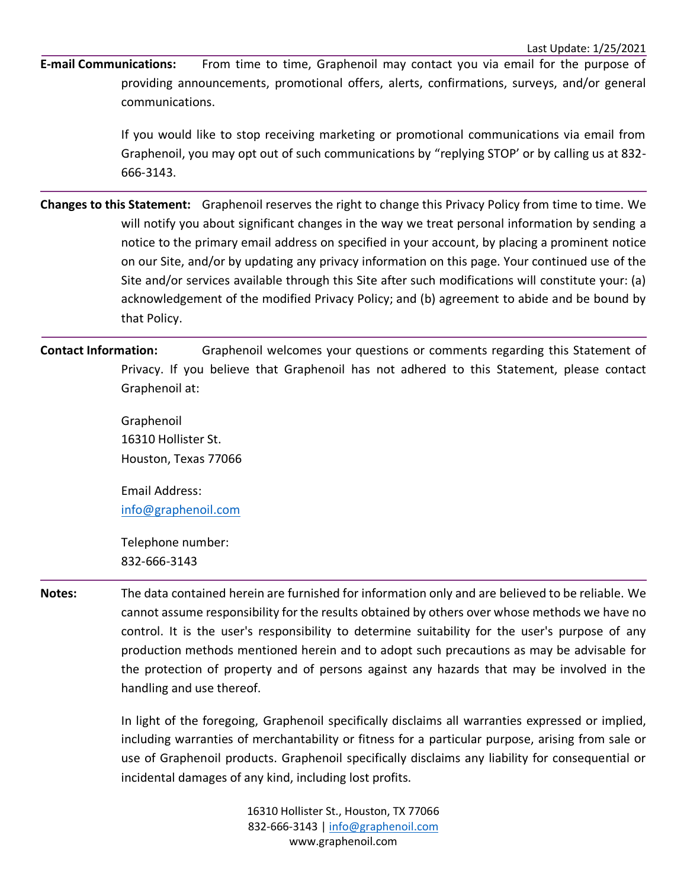**E-mail Communications:** From time to time, Graphenoil may contact you via email for the purpose of providing announcements, promotional offers, alerts, confirmations, surveys, and/or general communications.

If you would like to stop receiving marketing or promotional communications via email from Graphenoil, you may opt out of such communications by "replying STOP' or by calling us at 832-666-3143.

**Changes to this Statement:** Graphenoil reserves the right to change this Privacy Policy from time to time. We will notify you about significant changes in the way we treat personal information by sending a notice to the primary email address on specified in your account, by placing a prominent notice on our Site, and/or by updating any privacy information on this page. Your continued use of the Site and/or services available through this Site after such modifications will constitute your: (a) acknowledgement of the modified Privacy Policy; and (b) agreement to abide and be bound by that Policy.

**Contact Information:** Graphenoil welcomes your questions or comments regarding this Statement of Privacy. If you believe that Graphenoil has not adhered to this Statement, please contact Graphenoil at:

Graphenoil
16310 Hollister St.
Houston, Texas 77066

Email Address:
info@graphenoil.com

Telephone number:
832-666-3143

**Notes:** The data contained herein are furnished for information only and are believed to be reliable. We cannot assume responsibility for the results obtained by others over whose methods we have no control. It is the user's responsibility to determine suitability for the user's purpose of any production methods mentioned herein and to adopt such precautions as may be advisable for the protection of property and of persons against any hazards that may be involved in the handling and use thereof.

In light of the foregoing, Graphenoil specifically disclaims all warranties expressed or implied, including warranties of merchantability or fitness for a particular purpose, arising from sale or use of Graphenoil products. Graphenoil specifically disclaims any liability for consequential or incidental damages of any kind, including lost profits.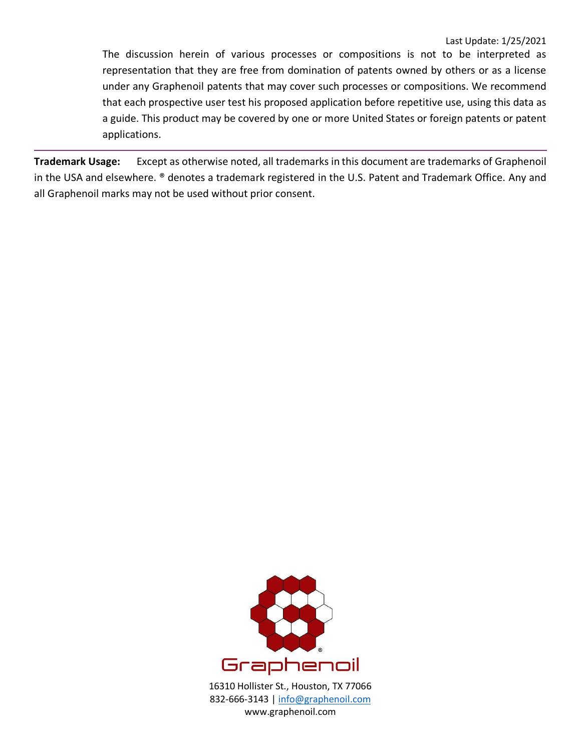Last Update: 1/25/2021

The discussion herein of various processes or compositions is not to be interpreted as representation that they are free from domination of patents owned by others or as a license under any Graphenoil patents that may cover such processes or compositions. We recommend that each prospective user test his proposed application before repetitive use, using this data as a guide. This product may be covered by one or more United States or foreign patents or patent applications.

---

**Trademark Usage:** Except as otherwise noted, all trademarks in this document are trademarks of Graphenoil in the USA and elsewhere. ® denotes a trademark registered in the U.S. Patent and Trademark Office. Any and all Graphenoil marks may not be used without prior consent.

Graphenoil®

16310 Hollister St., Houston, TX 77066
832-666-3143 | info@graphenoil.com
www.graphenoil.com